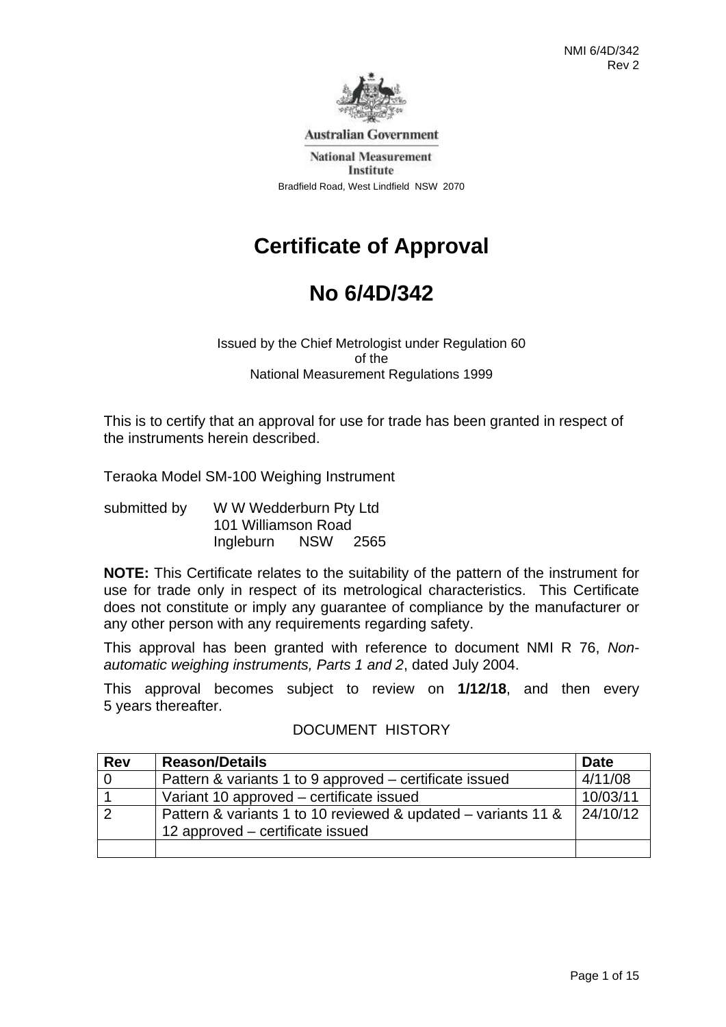Australian Government

National Measurement Institute

Bradfield Road, West Lindfield NSW 2070

# Certificate of Approval

# No 6/4D/342

Issued by the Chief Metrologist under Regulation 60
of the
National Measurement Regulations 1999

This is to certify that an approval for use for trade has been granted in respect of the instruments herein described.

Teraoka Model SM-100 Weighing Instrument

submitted by W W Wedderburn Pty Ltd
101 Williamson Road
Ingleburn NSW 2565

**NOTE:** This Certificate relates to the suitability of the pattern of the instrument for use for trade only in respect of its metrological characteristics. This Certificate does not constitute or imply any guarantee of compliance by the manufacturer or any other person with any requirements regarding safety.

This approval has been granted with reference to document NMI R 76, *Non-automatic weighing instruments, Parts 1 and 2*, dated July 2004.

This approval becomes subject to review on **1/12/18**, and then every 5 years thereafter.

DOCUMENT HISTORY

| Rev | Reason/Details | Date |
|---|---|---|
| 0 | Pattern & variants 1 to 9 approved – certificate issued | 4/11/08 |
| 1 | Variant 10 approved – certificate issued | 10/03/11 |
| 2 | Pattern & variants 1 to 10 reviewed & updated – variants 11 & 12 approved – certificate issued | 24/10/12 |
| | | |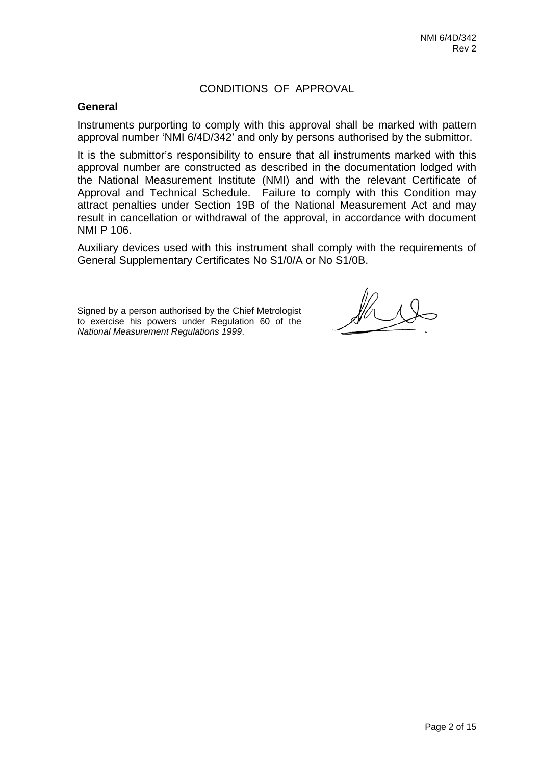# CONDITIONS OF APPROVAL

## General

Instruments purporting to comply with this approval shall be marked with pattern approval number 'NMI 6/4D/342' and only by persons authorised by the submittor.

It is the submittor's responsibility to ensure that all instruments marked with this approval number are constructed as described in the documentation lodged with the National Measurement Institute (NMI) and with the relevant Certificate of Approval and Technical Schedule. Failure to comply with this Condition may attract penalties under Section 19B of the National Measurement Act and may result in cancellation or withdrawal of the approval, in accordance with document NMI P 106.

Auxiliary devices used with this instrument shall comply with the requirements of General Supplementary Certificates No S1/0/A or No S1/0B.

Signed by a person authorised by the Chief Metrologist to exercise his powers under Regulation 60 of the *National Measurement Regulations 1999*.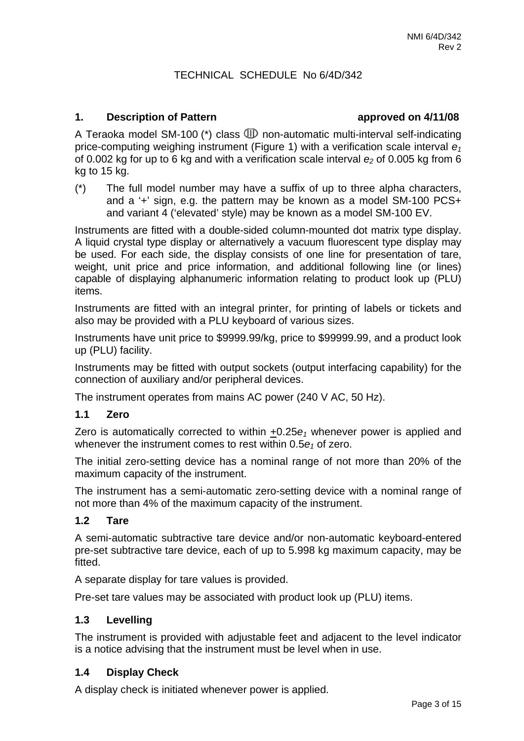NMI 6/4D/342
Rev 2

TECHNICAL SCHEDULE No 6/4D/342

## 1. Description of Pattern — approved on 4/11/08

A Teraoka model SM-100 (*) class ⅢⅢ non-automatic multi-interval self-indicating price-computing weighing instrument (Figure 1) with a verification scale interval $e_1$ of 0.002 kg for up to 6 kg and with a verification scale interval $e_2$ of 0.005 kg from 6 kg to 15 kg.

(*) The full model number may have a suffix of up to three alpha characters, and a '+' sign, e.g. the pattern may be known as a model SM-100 PCS+ and variant 4 ('elevated' style) may be known as a model SM-100 EV.

Instruments are fitted with a double-sided column-mounted dot matrix type display. A liquid crystal type display or alternatively a vacuum fluorescent type display may be used. For each side, the display consists of one line for presentation of tare, weight, unit price and price information, and additional following line (or lines) capable of displaying alphanumeric information relating to product look up (PLU) items.

Instruments are fitted with an integral printer, for printing of labels or tickets and also may be provided with a PLU keyboard of various sizes.

Instruments have unit price to $9999.99/kg, price to $99999.99, and a product look up (PLU) facility.

Instruments may be fitted with output sockets (output interfacing capability) for the connection of auxiliary and/or peripheral devices.

The instrument operates from mains AC power (240 V AC, 50 Hz).

### 1.1 Zero

Zero is automatically corrected to within $\pm 0.25e_1$ whenever power is applied and whenever the instrument comes to rest within $0.5e_1$ of zero.

The initial zero-setting device has a nominal range of not more than 20% of the maximum capacity of the instrument.

The instrument has a semi-automatic zero-setting device with a nominal range of not more than 4% of the maximum capacity of the instrument.

### 1.2 Tare

A semi-automatic subtractive tare device and/or non-automatic keyboard-entered pre-set subtractive tare device, each of up to 5.998 kg maximum capacity, may be fitted.

A separate display for tare values is provided.

Pre-set tare values may be associated with product look up (PLU) items.

### 1.3 Levelling

The instrument is provided with adjustable feet and adjacent to the level indicator is a notice advising that the instrument must be level when in use.

### 1.4 Display Check

A display check is initiated whenever power is applied.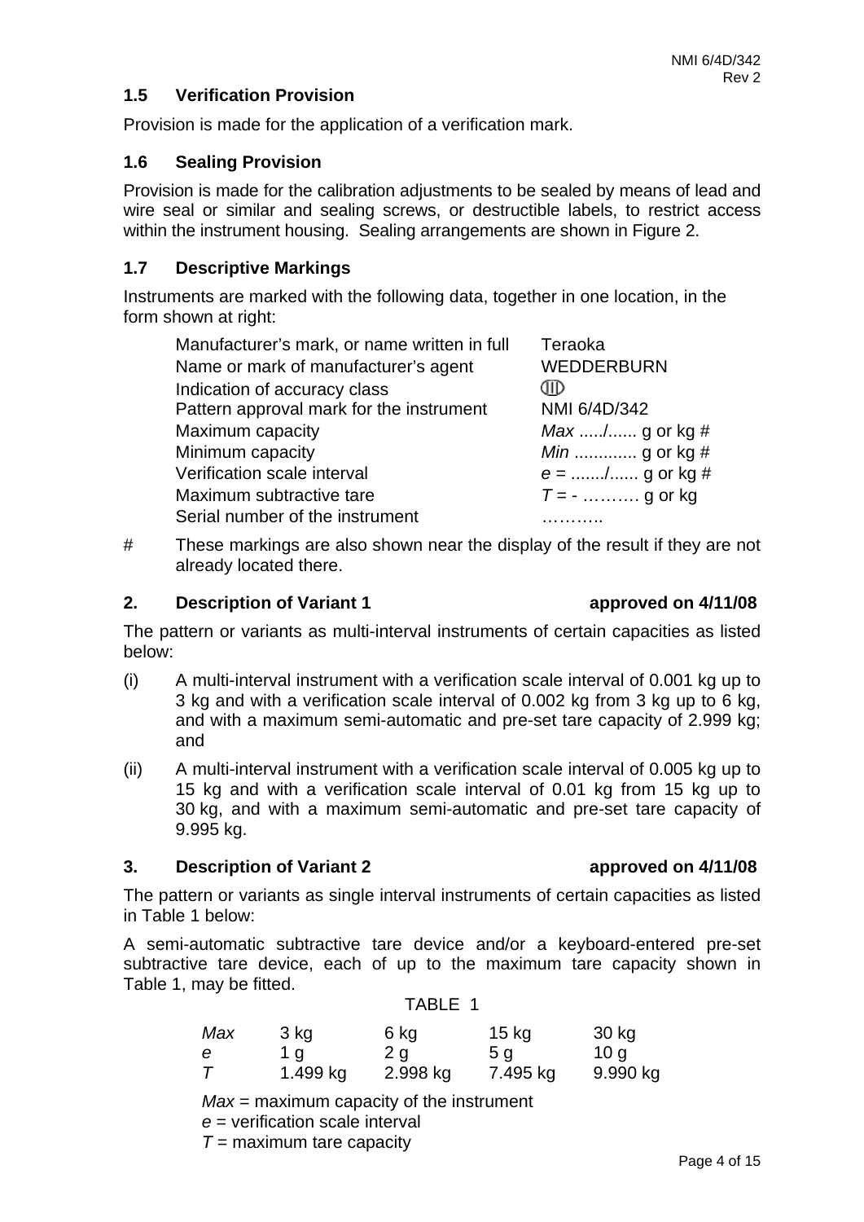### 1.5 Verification Provision

Provision is made for the application of a verification mark.

### 1.6 Sealing Provision

Provision is made for the calibration adjustments to be sealed by means of lead and wire seal or similar and sealing screws, or destructible labels, to restrict access within the instrument housing. Sealing arrangements are shown in Figure 2.

### 1.7 Descriptive Markings

Instruments are marked with the following data, together in one location, in the form shown at right:

| | |
|---|---|
| Manufacturer's mark, or name written in full | Teraoka |
| Name or mark of manufacturer's agent | WEDDERBURN |
| Indication of accuracy class | (III) |
| Pattern approval mark for the instrument | NMI 6/4D/342 |
| Maximum capacity | *Max* ...../...... g or kg # |
| Minimum capacity | *Min* ............ g or kg # |
| Verification scale interval | *e* = ......./...... g or kg # |
| Maximum subtractive tare | *T* = - ………. g or kg |
| Serial number of the instrument | ……….. |

\# These markings are also shown near the display of the result if they are not already located there.

## 2. Description of Variant 1 approved on 4/11/08

The pattern or variants as multi-interval instruments of certain capacities as listed below:

(i) A multi-interval instrument with a verification scale interval of 0.001 kg up to 3 kg and with a verification scale interval of 0.002 kg from 3 kg up to 6 kg, and with a maximum semi-automatic and pre-set tare capacity of 2.999 kg; and

(ii) A multi-interval instrument with a verification scale interval of 0.005 kg up to 15 kg and with a verification scale interval of 0.01 kg from 15 kg up to 30 kg, and with a maximum semi-automatic and pre-set tare capacity of 9.995 kg.

## 3. Description of Variant 2 approved on 4/11/08

The pattern or variants as single interval instruments of certain capacities as listed in Table 1 below:

A semi-automatic subtractive tare device and/or a keyboard-entered pre-set subtractive tare device, each of up to the maximum tare capacity shown in Table 1, may be fitted.

TABLE 1

| *Max* | 3 kg | 6 kg | 15 kg | 30 kg |
|---|---|---|---|---|
| *e* | 1 g | 2 g | 5 g | 10 g |
| *T* | 1.499 kg | 2.998 kg | 7.495 kg | 9.990 kg |

*Max* = maximum capacity of the instrument
*e* = verification scale interval
*T* = maximum tare capacity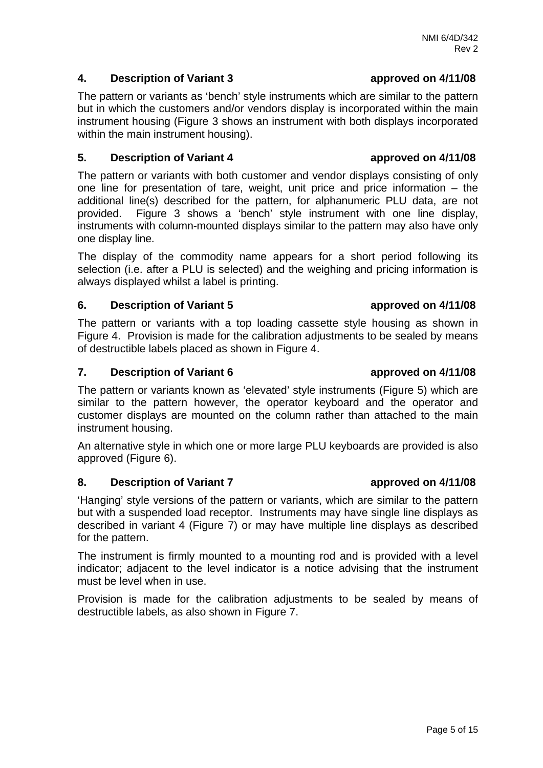## 4. Description of Variant 3 approved on 4/11/08

The pattern or variants as 'bench' style instruments which are similar to the pattern but in which the customers and/or vendors display is incorporated within the main instrument housing (Figure 3 shows an instrument with both displays incorporated within the main instrument housing).

## 5. Description of Variant 4 approved on 4/11/08

The pattern or variants with both customer and vendor displays consisting of only one line for presentation of tare, weight, unit price and price information – the additional line(s) described for the pattern, for alphanumeric PLU data, are not provided. Figure 3 shows a 'bench' style instrument with one line display, instruments with column-mounted displays similar to the pattern may also have only one display line.

The display of the commodity name appears for a short period following its selection (i.e. after a PLU is selected) and the weighing and pricing information is always displayed whilst a label is printing.

## 6. Description of Variant 5 approved on 4/11/08

The pattern or variants with a top loading cassette style housing as shown in Figure 4. Provision is made for the calibration adjustments to be sealed by means of destructible labels placed as shown in Figure 4.

## 7. Description of Variant 6 approved on 4/11/08

The pattern or variants known as 'elevated' style instruments (Figure 5) which are similar to the pattern however, the operator keyboard and the operator and customer displays are mounted on the column rather than attached to the main instrument housing.

An alternative style in which one or more large PLU keyboards are provided is also approved (Figure 6).

## 8. Description of Variant 7 approved on 4/11/08

'Hanging' style versions of the pattern or variants, which are similar to the pattern but with a suspended load receptor. Instruments may have single line displays as described in variant 4 (Figure 7) or may have multiple line displays as described for the pattern.

The instrument is firmly mounted to a mounting rod and is provided with a level indicator; adjacent to the level indicator is a notice advising that the instrument must be level when in use.

Provision is made for the calibration adjustments to be sealed by means of destructible labels, as also shown in Figure 7.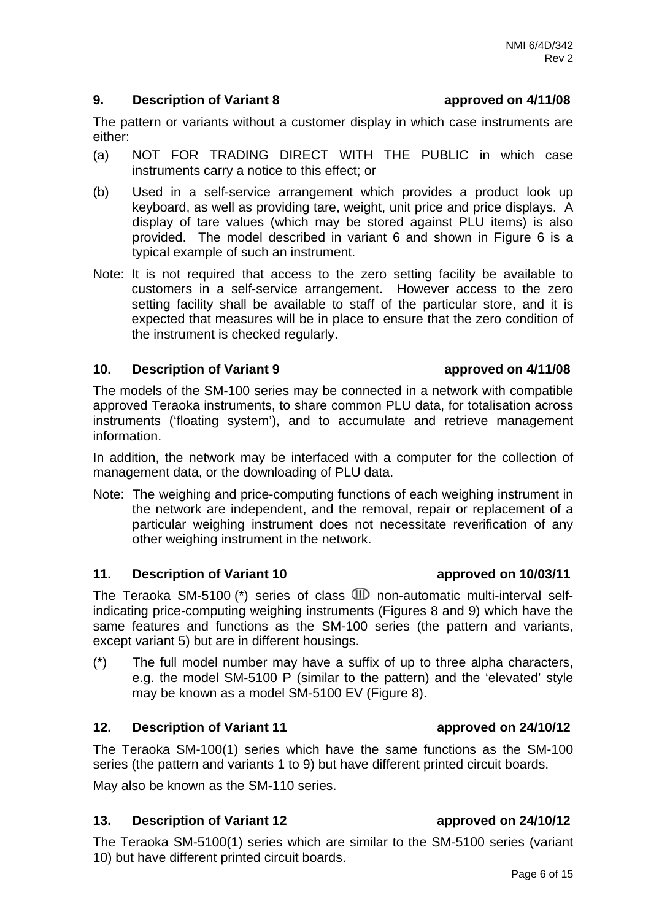## 9. Description of Variant 8 approved on 4/11/08

The pattern or variants without a customer display in which case instruments are either:

(a) NOT FOR TRADING DIRECT WITH THE PUBLIC in which case instruments carry a notice to this effect; or

(b) Used in a self-service arrangement which provides a product look up keyboard, as well as providing tare, weight, unit price and price displays. A display of tare values (which may be stored against PLU items) is also provided. The model described in variant 6 and shown in Figure 6 is a typical example of such an instrument.

Note: It is not required that access to the zero setting facility be available to customers in a self-service arrangement. However access to the zero setting facility shall be available to staff of the particular store, and it is expected that measures will be in place to ensure that the zero condition of the instrument is checked regularly.

## 10. Description of Variant 9 approved on 4/11/08

The models of the SM-100 series may be connected in a network with compatible approved Teraoka instruments, to share common PLU data, for totalisation across instruments ('floating system'), and to accumulate and retrieve management information.

In addition, the network may be interfaced with a computer for the collection of management data, or the downloading of PLU data.

Note: The weighing and price-computing functions of each weighing instrument in the network are independent, and the removal, repair or replacement of a particular weighing instrument does not necessitate reverification of any other weighing instrument in the network.

## 11. Description of Variant 10 approved on 10/03/11

The Teraoka SM-5100 (*) series of class III non-automatic multi-interval self-indicating price-computing weighing instruments (Figures 8 and 9) which have the same features and functions as the SM-100 series (the pattern and variants, except variant 5) but are in different housings.

(*) The full model number may have a suffix of up to three alpha characters, e.g. the model SM-5100 P (similar to the pattern) and the 'elevated' style may be known as a model SM-5100 EV (Figure 8).

## 12. Description of Variant 11 approved on 24/10/12

The Teraoka SM-100(1) series which have the same functions as the SM-100 series (the pattern and variants 1 to 9) but have different printed circuit boards.

May also be known as the SM-110 series.

## 13. Description of Variant 12 approved on 24/10/12

The Teraoka SM-5100(1) series which are similar to the SM-5100 series (variant 10) but have different printed circuit boards.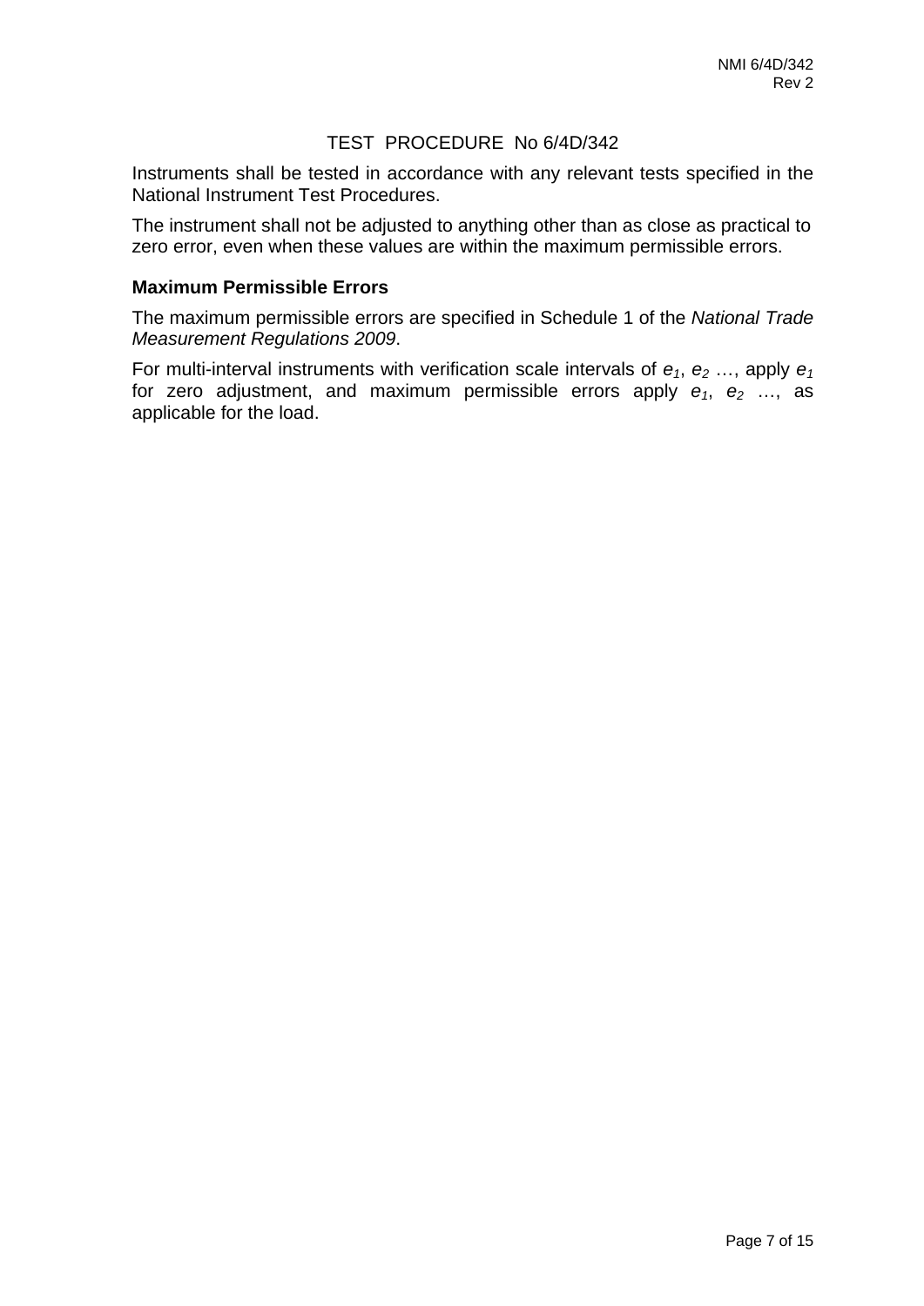# TEST PROCEDURE No 6/4D/342

Instruments shall be tested in accordance with any relevant tests specified in the National Instrument Test Procedures.

The instrument shall not be adjusted to anything other than as close as practical to zero error, even when these values are within the maximum permissible errors.

### Maximum Permissible Errors

The maximum permissible errors are specified in Schedule 1 of the *National Trade Measurement Regulations 2009*.

For multi-interval instruments with verification scale intervals of $e_1$, $e_2$ …, apply $e_1$ for zero adjustment, and maximum permissible errors apply $e_1$, $e_2$ …, as applicable for the load.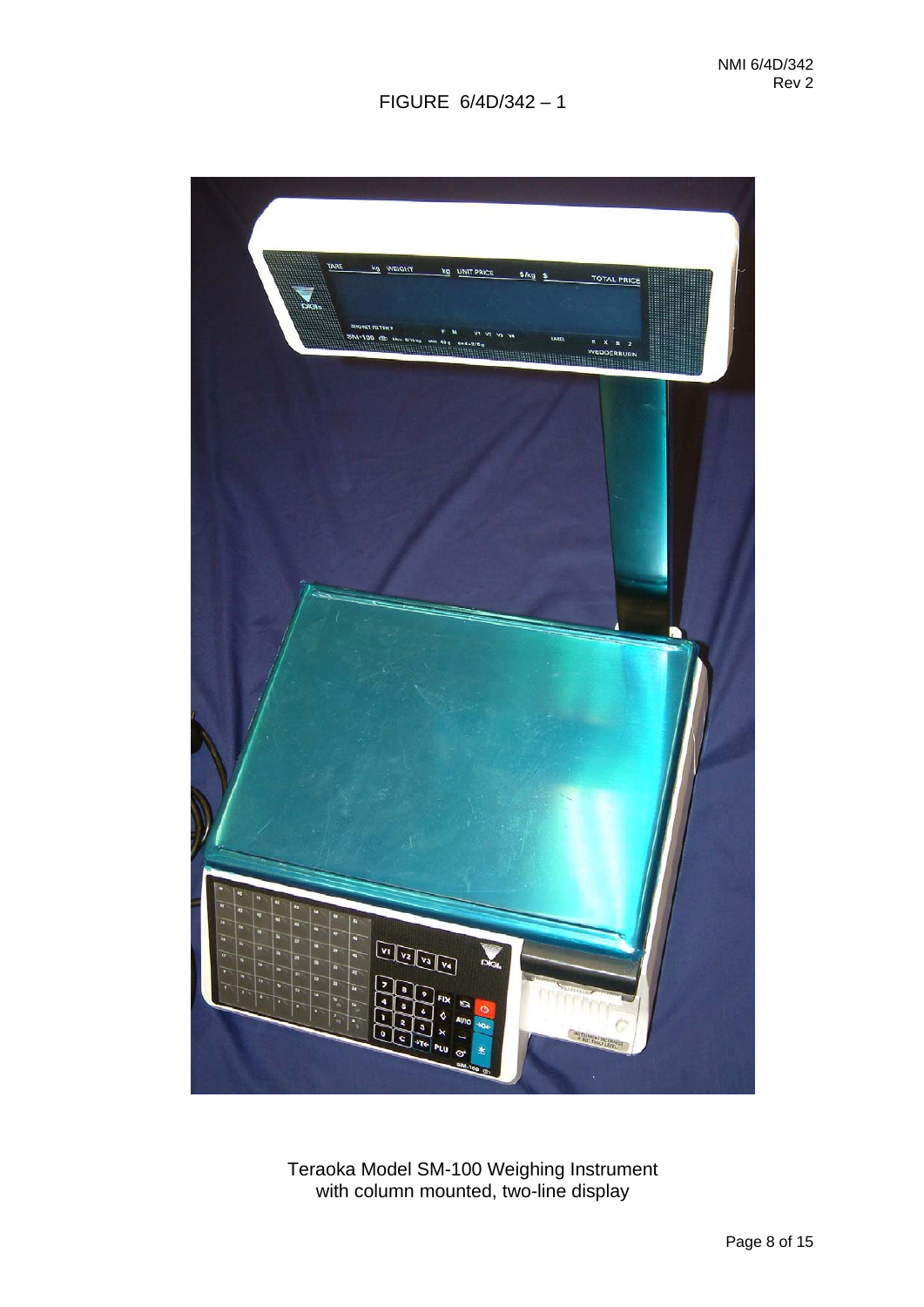FIGURE 6/4D/342 – 1

Teraoka Model SM-100 Weighing Instrument
with column mounted, two-line display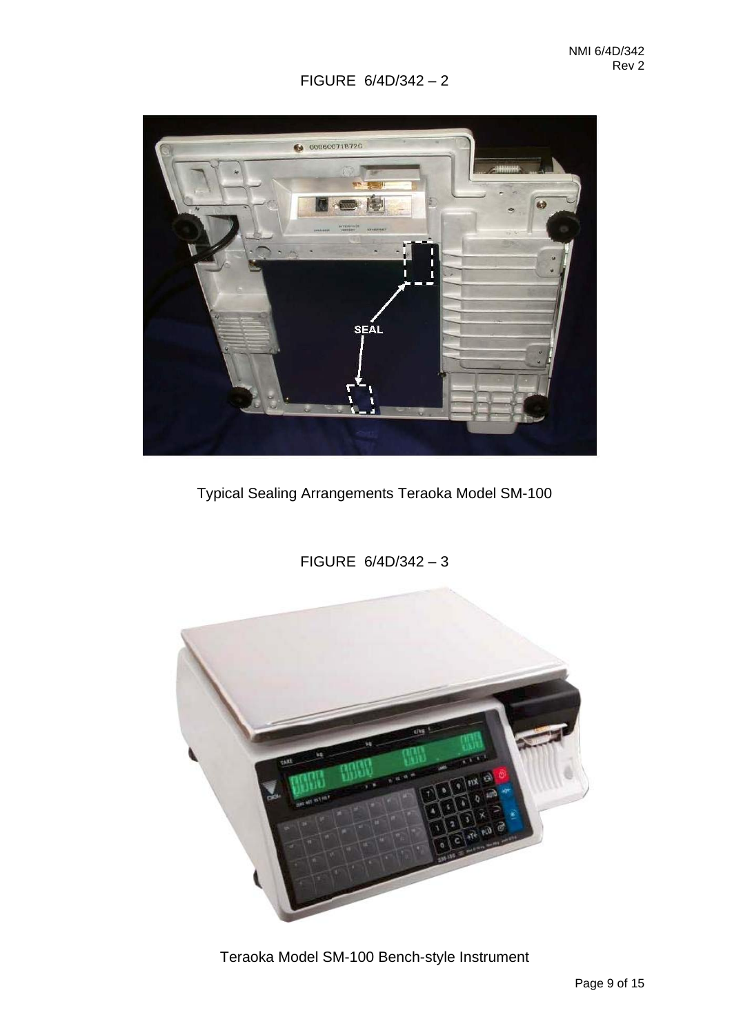FIGURE 6/4D/342 – 2

Typical Sealing Arrangements Teraoka Model SM-100

FIGURE 6/4D/342 – 3

Teraoka Model SM-100 Bench-style Instrument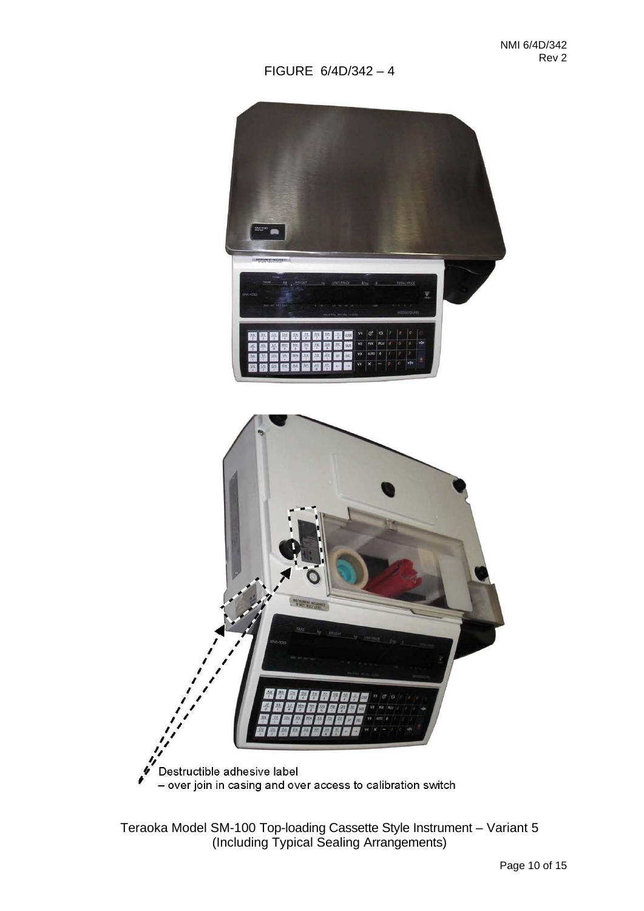FIGURE 6/4D/342 – 4

Destructible adhesive label
– over join in casing and over access to calibration switch

Teraoka Model SM-100 Top-loading Cassette Style Instrument – Variant 5
(Including Typical Sealing Arrangements)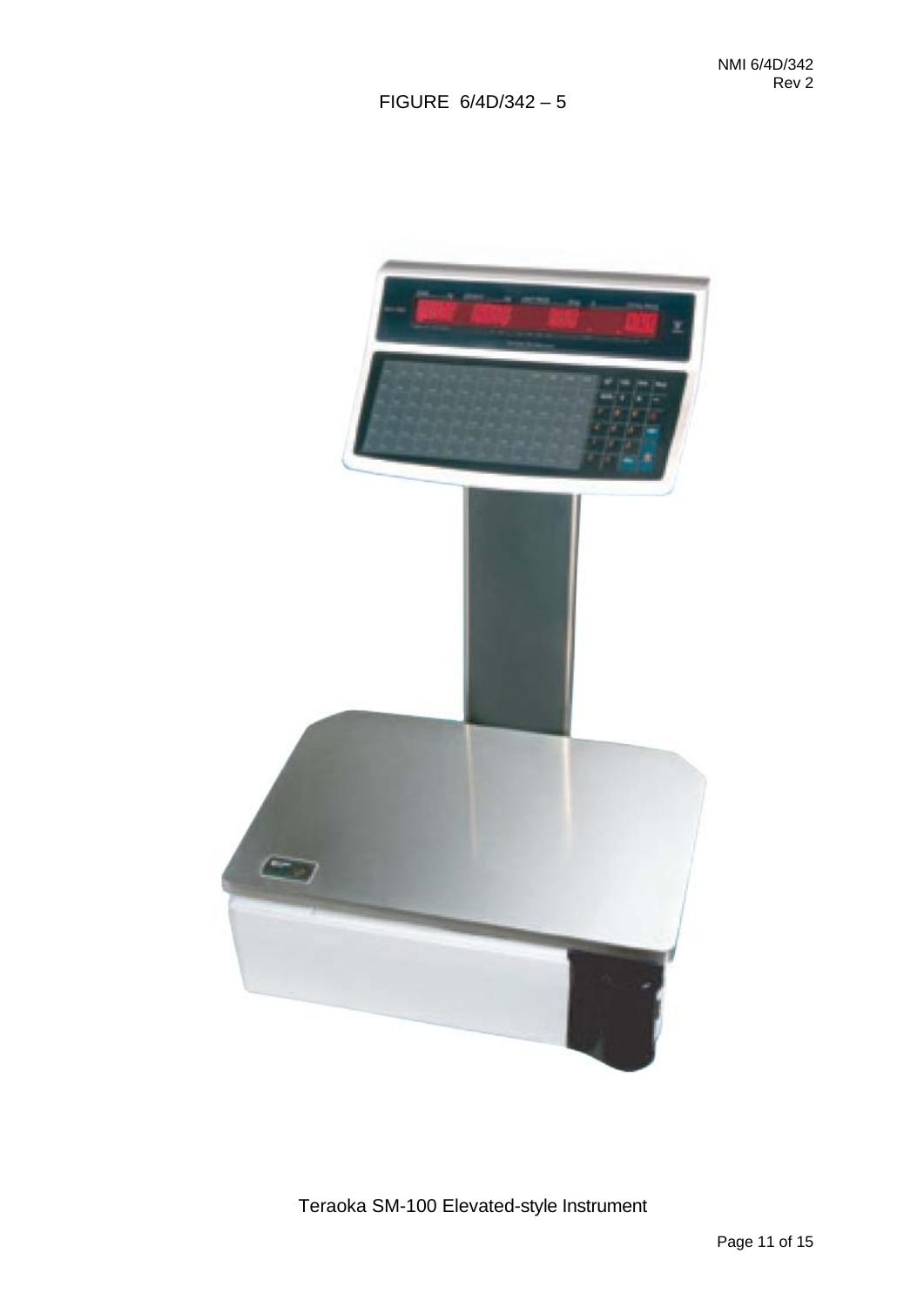FIGURE 6/4D/342 – 5

Teraoka SM-100 Elevated-style Instrument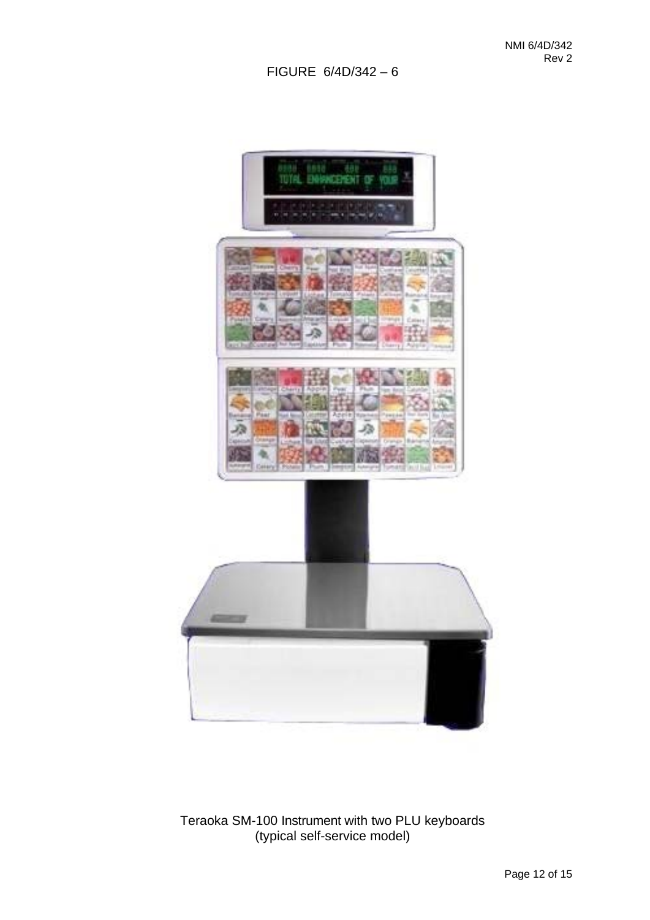FIGURE 6/4D/342 – 6

Teraoka SM-100 Instrument with two PLU keyboards
(typical self-service model)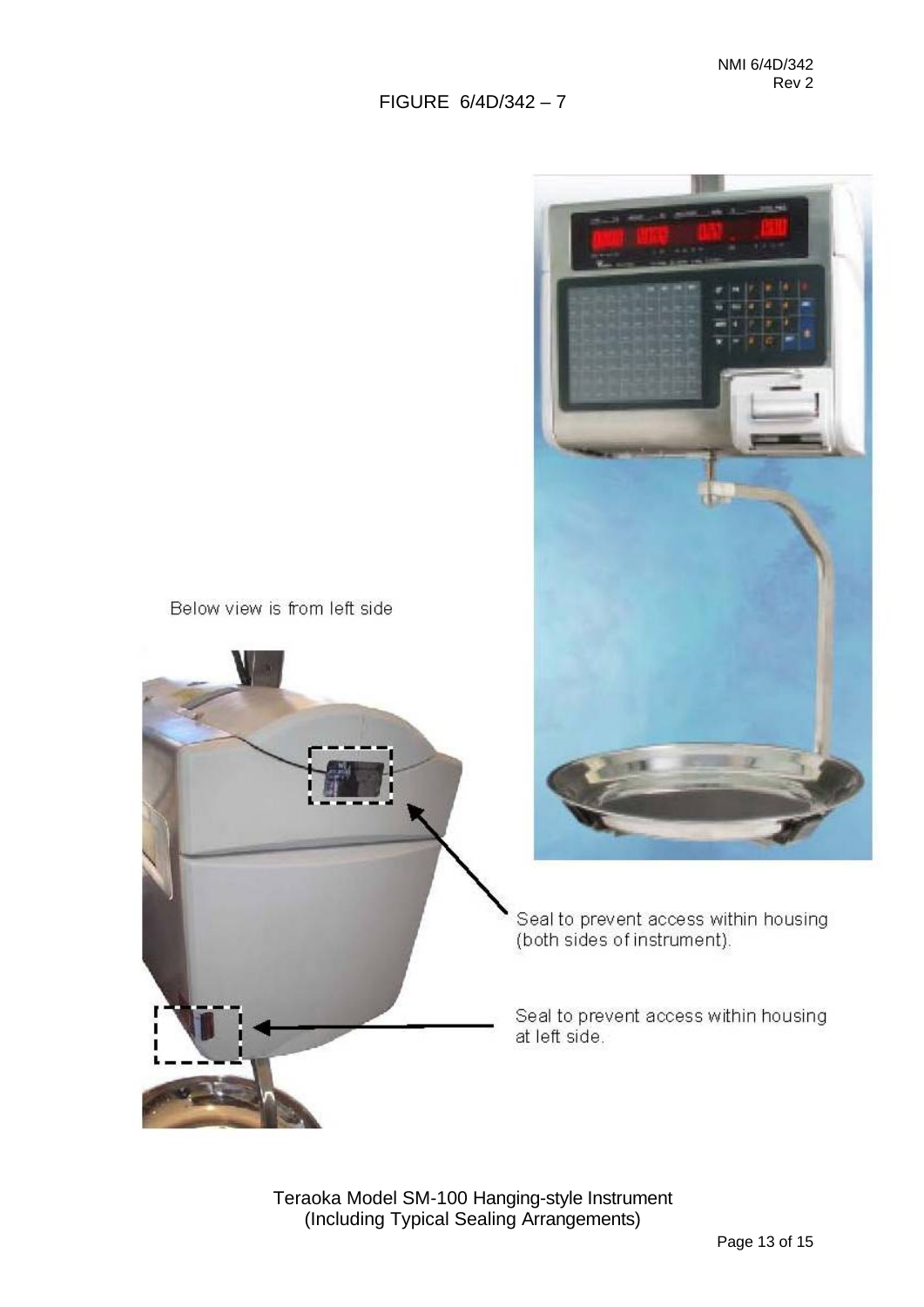# FIGURE 6/4D/342 – 7

Below view is from left side

Seal to prevent access within housing (both sides of instrument).

Seal to prevent access within housing at left side.

Teraoka Model SM-100 Hanging-style Instrument
(Including Typical Sealing Arrangements)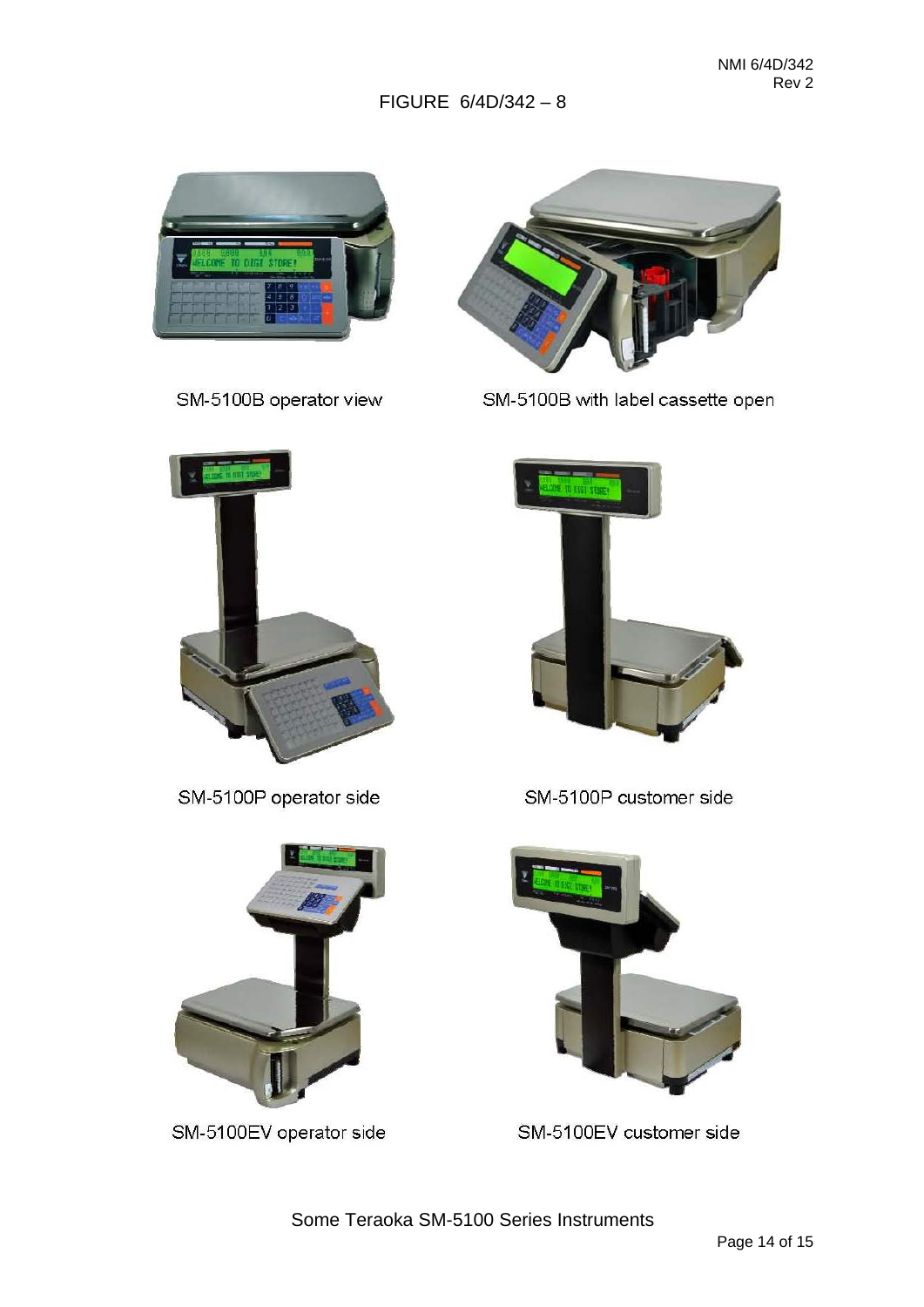FIGURE 6/4D/342 – 8

SM-5100B operator view

SM-5100B with label cassette open

SM-5100P operator side

SM-5100P customer side

SM-5100EV operator side

SM-5100EV customer side

Some Teraoka SM-5100 Series Instruments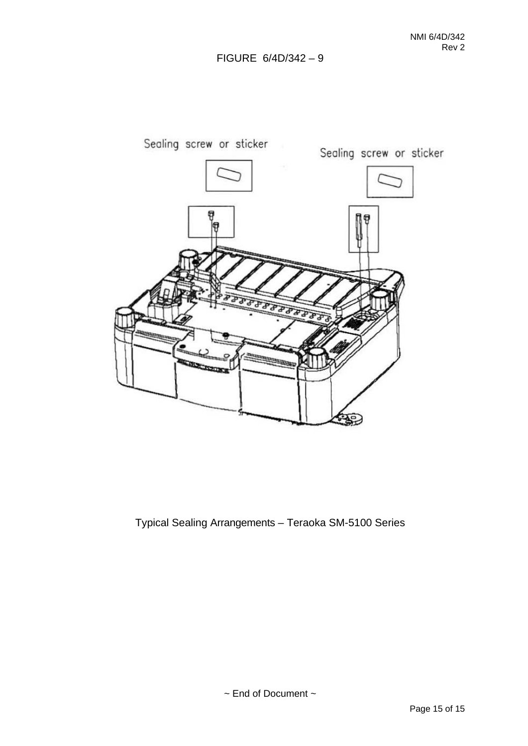FIGURE 6/4D/342 – 9

Sealing screw or sticker

Sealing screw or sticker

Typical Sealing Arrangements – Teraoka SM-5100 Series

~ End of Document ~